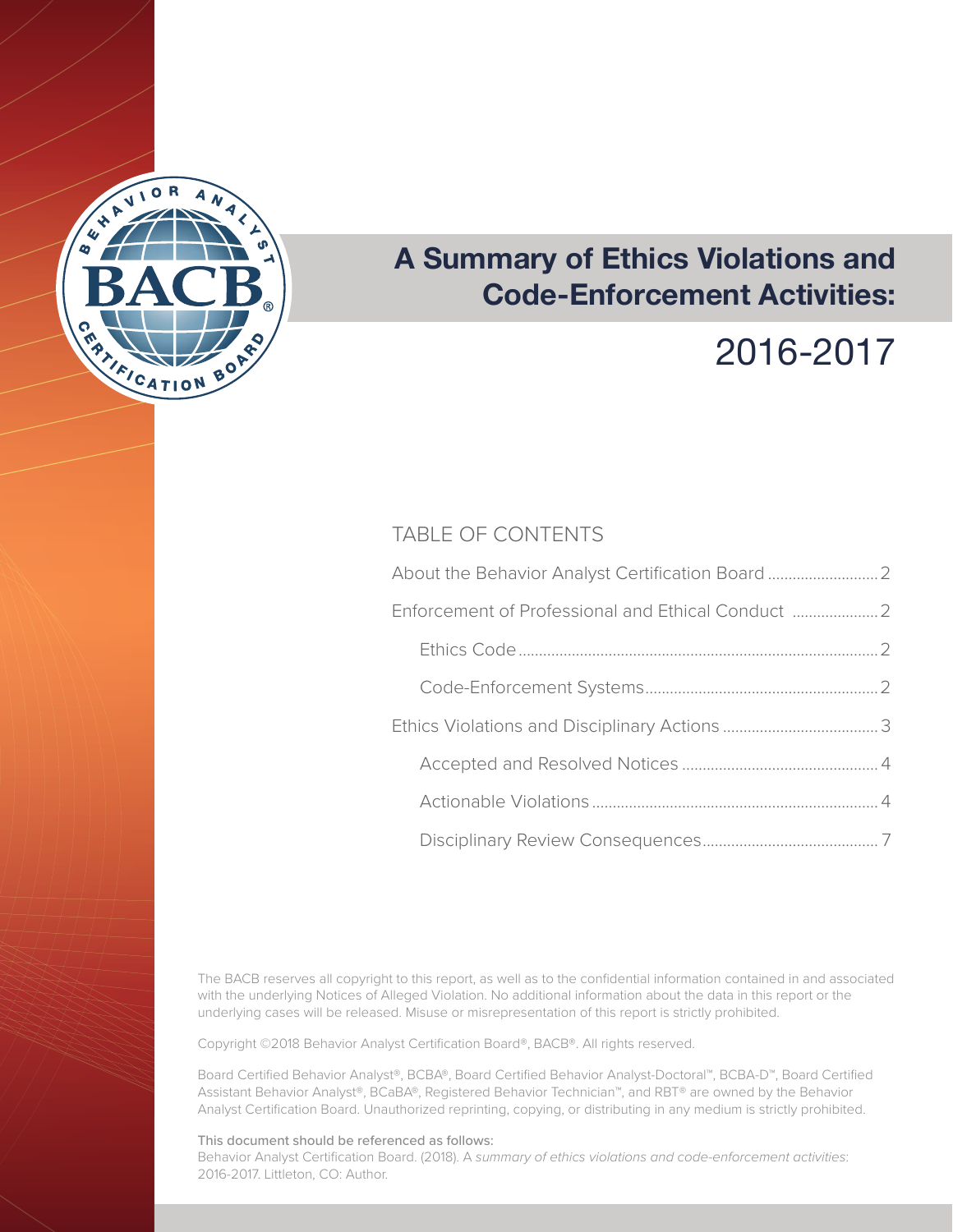# A Summary of Ethics Violations and Code-Enforcement Activities:

# 2016-2017

## TABLE OF CONTENTS

About the Behavior Analyst Certification Board .......................... 2

Enforcement of Professional and Ethical Conduct .................... 2

- Ethics Code ....................................................................................... 2
- Code-Enforcement Systems ........................................................ 2

Ethics Violations and Disciplinary Actions ..................................... 3

- Accepted and Resolved Notices ............................................... 4
- Actionable Violations ..................................................................... 4
- Disciplinary Review Consequences .......................................... 7

The BACB reserves all copyright to this report, as well as to the confidential information contained in and associated with the underlying Notices of Alleged Violation. No additional information about the data in this report or the underlying cases will be released. Misuse or misrepresentation of this report is strictly prohibited.

Copyright ©2018 Behavior Analyst Certification Board®, BACB®. All rights reserved.

Board Certified Behavior Analyst®, BCBA®, Board Certified Behavior Analyst-Doctoral™, BCBA-D™, Board Certified Assistant Behavior Analyst®, BCaBA®, Registered Behavior Technician™, and RBT® are owned by the Behavior Analyst Certification Board. Unauthorized reprinting, copying, or distributing in any medium is strictly prohibited.

This document should be referenced as follows:
Behavior Analyst Certification Board. (2018). A *summary of ethics violations and code-enforcement activities*: 2016-2017. Littleton, CO: Author.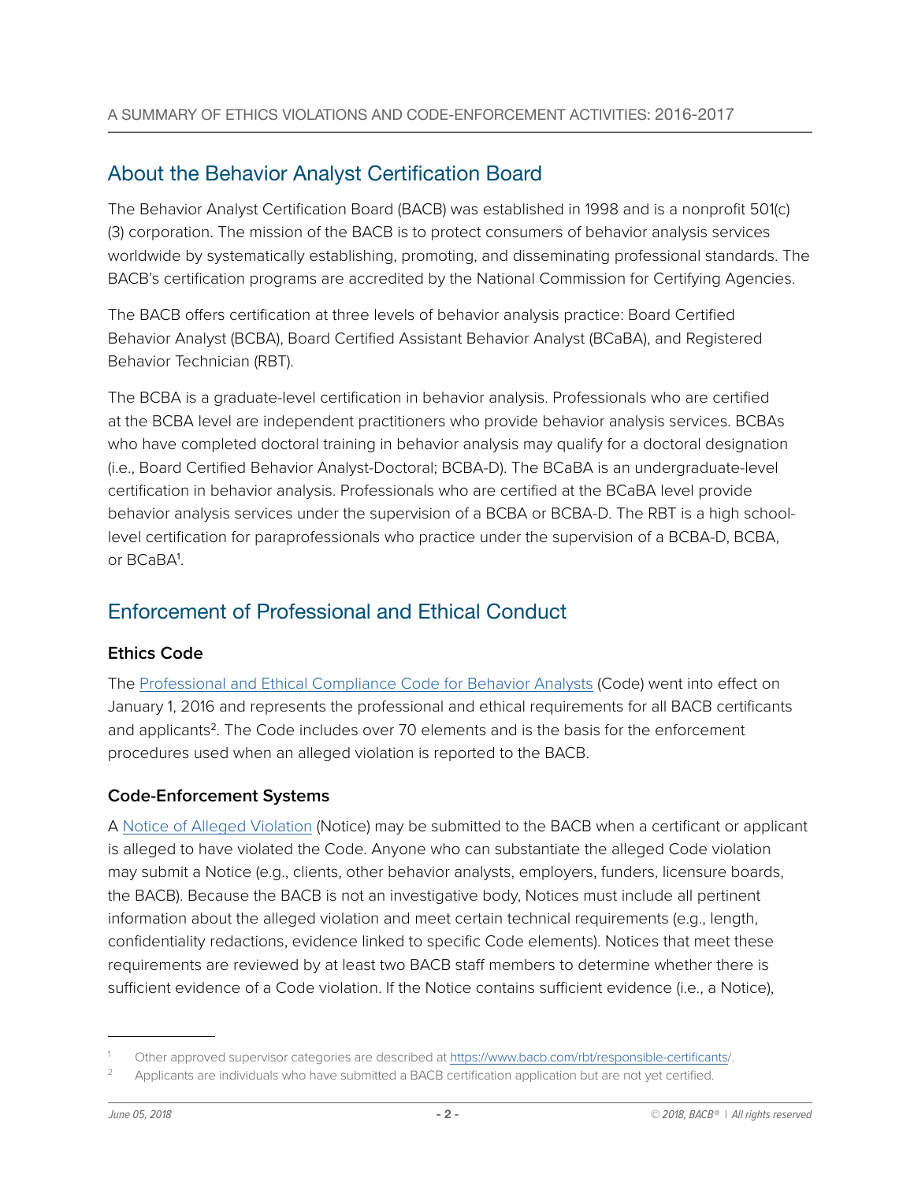## About the Behavior Analyst Certification Board

The Behavior Analyst Certification Board (BACB) was established in 1998 and is a nonprofit 501(c)(3) corporation. The mission of the BACB is to protect consumers of behavior analysis services worldwide by systematically establishing, promoting, and disseminating professional standards. The BACB's certification programs are accredited by the National Commission for Certifying Agencies.

The BACB offers certification at three levels of behavior analysis practice: Board Certified Behavior Analyst (BCBA), Board Certified Assistant Behavior Analyst (BCaBA), and Registered Behavior Technician (RBT).

The BCBA is a graduate-level certification in behavior analysis. Professionals who are certified at the BCBA level are independent practitioners who provide behavior analysis services. BCBAs who have completed doctoral training in behavior analysis may qualify for a doctoral designation (i.e., Board Certified Behavior Analyst-Doctoral; BCBA-D). The BCaBA is an undergraduate-level certification in behavior analysis. Professionals who are certified at the BCaBA level provide behavior analysis services under the supervision of a BCBA or BCBA-D. The RBT is a high school-level certification for paraprofessionals who practice under the supervision of a BCBA-D, BCBA, or BCaBA[1].

## Enforcement of Professional and Ethical Conduct

### Ethics Code

The Professional and Ethical Compliance Code for Behavior Analysts (Code) went into effect on January 1, 2016 and represents the professional and ethical requirements for all BACB certificants and applicants[2]. The Code includes over 70 elements and is the basis for the enforcement procedures used when an alleged violation is reported to the BACB.

### Code-Enforcement Systems

A Notice of Alleged Violation (Notice) may be submitted to the BACB when a certificant or applicant is alleged to have violated the Code. Anyone who can substantiate the alleged Code violation may submit a Notice (e.g., clients, other behavior analysts, employers, funders, licensure boards, the BACB). Because the BACB is not an investigative body, Notices must include all pertinent information about the alleged violation and meet certain technical requirements (e.g., length, confidentiality redactions, evidence linked to specific Code elements). Notices that meet these requirements are reviewed by at least two BACB staff members to determine whether there is sufficient evidence of a Code violation. If the Notice contains sufficient evidence (i.e., a Notice),

---

[1] Other approved supervisor categories are described at https://www.bacb.com/rbt/responsible-certificants/.

[2] Applicants are individuals who have submitted a BACB certification application but are not yet certified.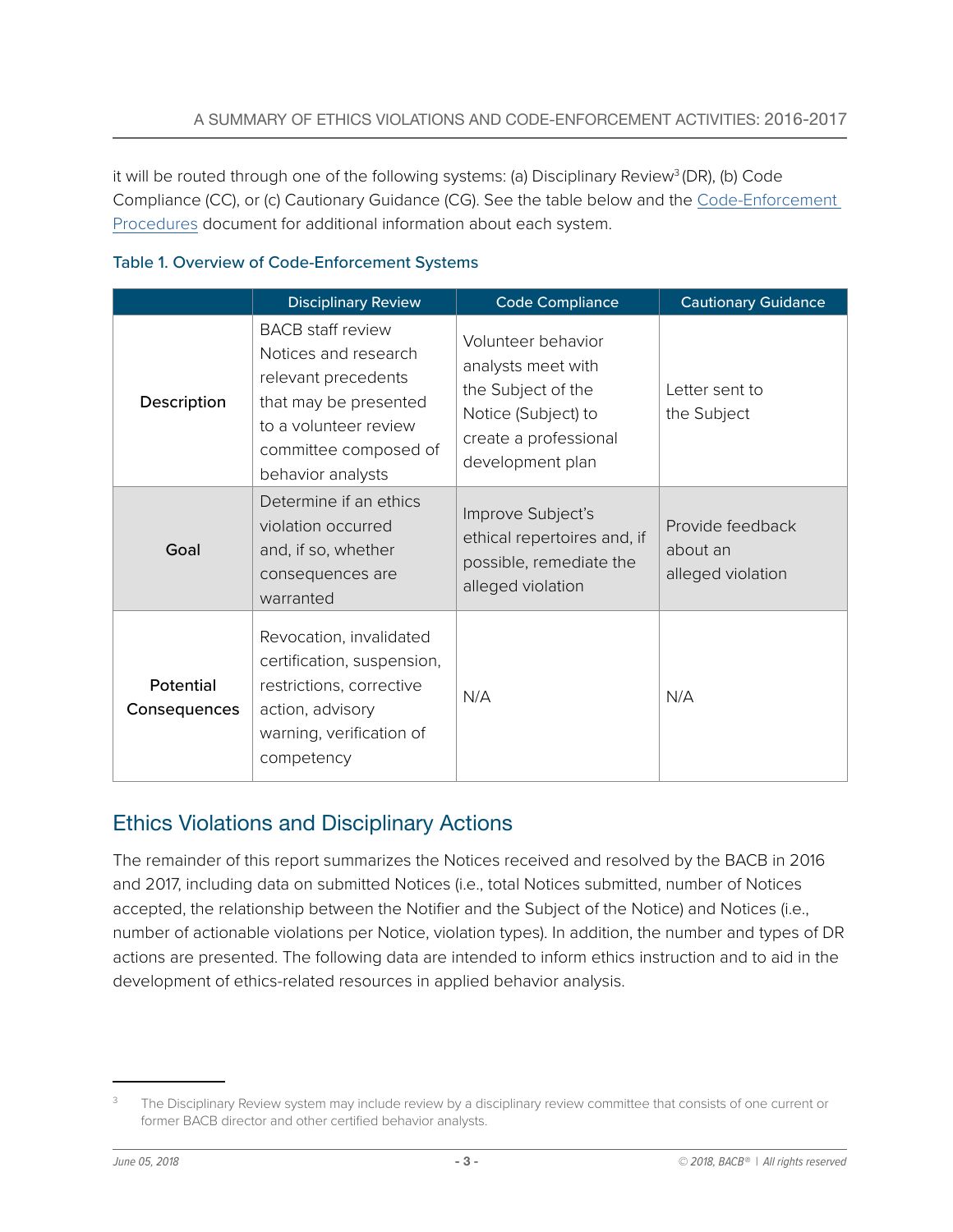it will be routed through one of the following systems: (a) Disciplinary Review[3] (DR), (b) Code Compliance (CC), or (c) Cautionary Guidance (CG). See the table below and the Code-Enforcement Procedures document for additional information about each system.

Table 1. Overview of Code-Enforcement Systems

| | Disciplinary Review | Code Compliance | Cautionary Guidance |
|---|---|---|---|
| **Description** | BACB staff review Notices and research relevant precedents that may be presented to a volunteer review committee composed of behavior analysts | Volunteer behavior analysts meet with the Subject of the Notice (Subject) to create a professional development plan | Letter sent to the Subject |
| **Goal** | Determine if an ethics violation occurred and, if so, whether consequences are warranted | Improve Subject's ethical repertoires and, if possible, remediate the alleged violation | Provide feedback about an alleged violation |
| **Potential Consequences** | Revocation, invalidated certification, suspension, restrictions, corrective action, advisory warning, verification of competency | N/A | N/A |

## Ethics Violations and Disciplinary Actions

The remainder of this report summarizes the Notices received and resolved by the BACB in 2016 and 2017, including data on submitted Notices (i.e., total Notices submitted, number of Notices accepted, the relationship between the Notifier and the Subject of the Notice) and Notices (i.e., number of actionable violations per Notice, violation types). In addition, the number and types of DR actions are presented. The following data are intended to inform ethics instruction and to aid in the development of ethics-related resources in applied behavior analysis.

[3] The Disciplinary Review system may include review by a disciplinary review committee that consists of one current or former BACB director and other certified behavior analysts.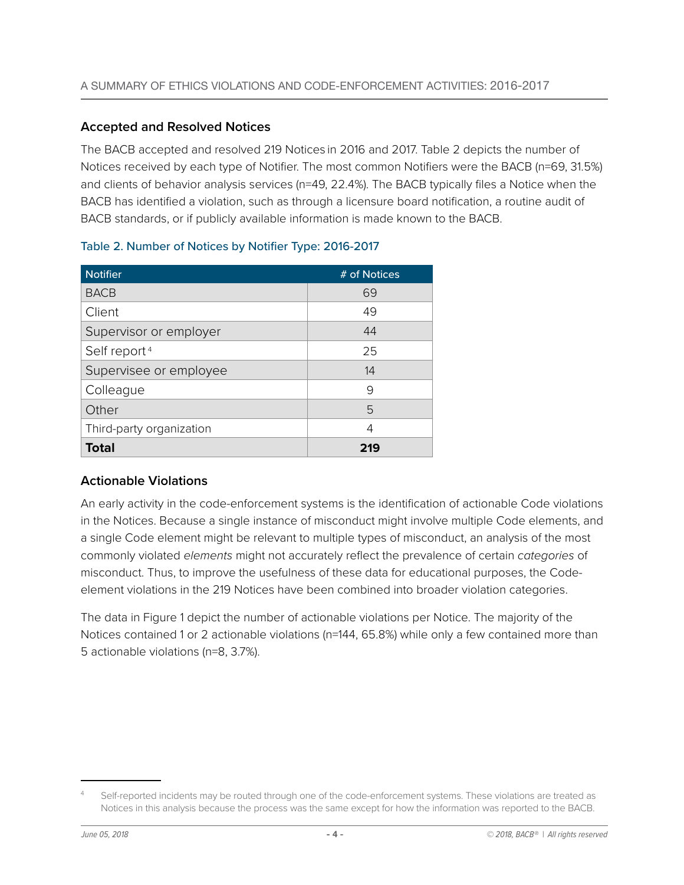## Accepted and Resolved Notices

The BACB accepted and resolved 219 Notices in 2016 and 2017. Table 2 depicts the number of Notices received by each type of Notifier. The most common Notifiers were the BACB (n=69, 31.5%) and clients of behavior analysis services (n=49, 22.4%). The BACB typically files a Notice when the BACB has identified a violation, such as through a licensure board notification, a routine audit of BACB standards, or if publicly available information is made known to the BACB.

Table 2. Number of Notices by Notifier Type: 2016-2017

| Notifier | # of Notices |
|---|---|
| BACB | 69 |
| Client | 49 |
| Supervisor or employer | 44 |
| Self report [4] | 25 |
| Supervisee or employee | 14 |
| Colleague | 9 |
| Other | 5 |
| Third-party organization | 4 |
| **Total** | **219** |

## Actionable Violations

An early activity in the code-enforcement systems is the identification of actionable Code violations in the Notices. Because a single instance of misconduct might involve multiple Code elements, and a single Code element might be relevant to multiple types of misconduct, an analysis of the most commonly violated *elements* might not accurately reflect the prevalence of certain *categories* of misconduct. Thus, to improve the usefulness of these data for educational purposes, the Code-element violations in the 219 Notices have been combined into broader violation categories.

The data in Figure 1 depict the number of actionable violations per Notice. The majority of the Notices contained 1 or 2 actionable violations (n=144, 65.8%) while only a few contained more than 5 actionable violations (n=8, 3.7%).

[4] Self-reported incidents may be routed through one of the code-enforcement systems. These violations are treated as Notices in this analysis because the process was the same except for how the information was reported to the BACB.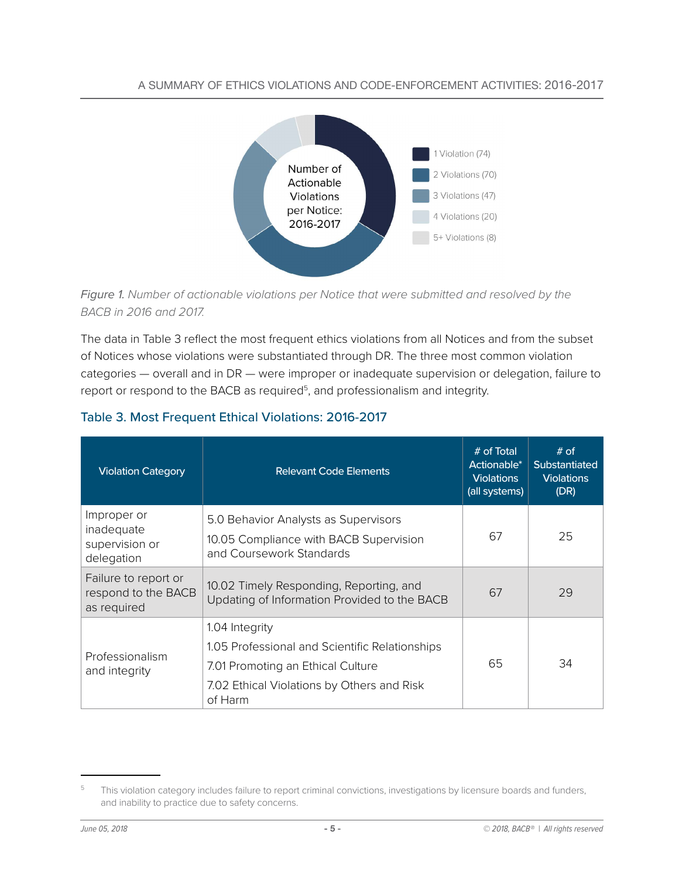Number of Actionable Violations per Notice: 2016-2017

- 1 Violation (74)
- 2 Violations (70)
- 3 Violations (47)
- 4 Violations (20)
- 5+ Violations (8)

*Figure 1. Number of actionable violations per Notice that were submitted and resolved by the BACB in 2016 and 2017.*

The data in Table 3 reflect the most frequent ethics violations from all Notices and from the subset of Notices whose violations were substantiated through DR. The three most common violation categories — overall and in DR — were improper or inadequate supervision or delegation, failure to report or respond to the BACB as required[5], and professionalism and integrity.

## Table 3. Most Frequent Ethical Violations: 2016-2017

| Violation Category | Relevant Code Elements | # of Total Actionable* Violations (all systems) | # of Substantiated Violations (DR) |
|---|---|---|---|
| Improper or inadequate supervision or delegation | 5.0 Behavior Analysts as Supervisors<br>10.05 Compliance with BACB Supervision and Coursework Standards | 67 | 25 |
| Failure to report or respond to the BACB as required | 10.02 Timely Responding, Reporting, and Updating of Information Provided to the BACB | 67 | 29 |
| Professionalism and integrity | 1.04 Integrity<br>1.05 Professional and Scientific Relationships<br>7.01 Promoting an Ethical Culture<br>7.02 Ethical Violations by Others and Risk of Harm | 65 | 34 |

[5] This violation category includes failure to report criminal convictions, investigations by licensure boards and funders, and inability to practice due to safety concerns.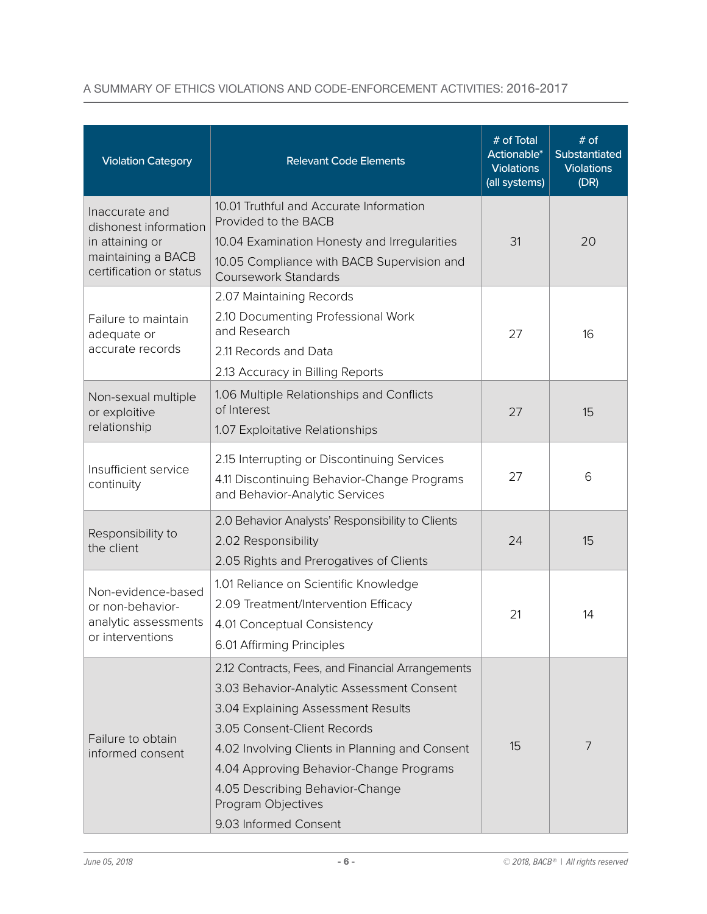| Violation Category | Relevant Code Elements | # of Total Actionable* Violations (all systems) | # of Substantiated Violations (DR) |
|---|---|---|---|
| Inaccurate and dishonest information in attaining or maintaining a BACB certification or status | 10.01 Truthful and Accurate Information Provided to the BACB<br>10.04 Examination Honesty and Irregularities<br>10.05 Compliance with BACB Supervision and Coursework Standards | 31 | 20 |
| Failure to maintain adequate or accurate records | 2.07 Maintaining Records<br>2.10 Documenting Professional Work and Research<br>2.11 Records and Data<br>2.13 Accuracy in Billing Reports | 27 | 16 |
| Non-sexual multiple or exploitive relationship | 1.06 Multiple Relationships and Conflicts of Interest<br>1.07 Exploitative Relationships | 27 | 15 |
| Insufficient service continuity | 2.15 Interrupting or Discontinuing Services<br>4.11 Discontinuing Behavior-Change Programs and Behavior-Analytic Services | 27 | 6 |
| Responsibility to the client | 2.0 Behavior Analysts' Responsibility to Clients<br>2.02 Responsibility<br>2.05 Rights and Prerogatives of Clients | 24 | 15 |
| Non-evidence-based or non-behavior-analytic assessments or interventions | 1.01 Reliance on Scientific Knowledge<br>2.09 Treatment/Intervention Efficacy<br>4.01 Conceptual Consistency<br>6.01 Affirming Principles | 21 | 14 |
| Failure to obtain informed consent | 2.12 Contracts, Fees, and Financial Arrangements<br>3.03 Behavior-Analytic Assessment Consent<br>3.04 Explaining Assessment Results<br>3.05 Consent-Client Records<br>4.02 Involving Clients in Planning and Consent<br>4.04 Approving Behavior-Change Programs<br>4.05 Describing Behavior-Change Program Objectives<br>9.03 Informed Consent | 15 | 7 |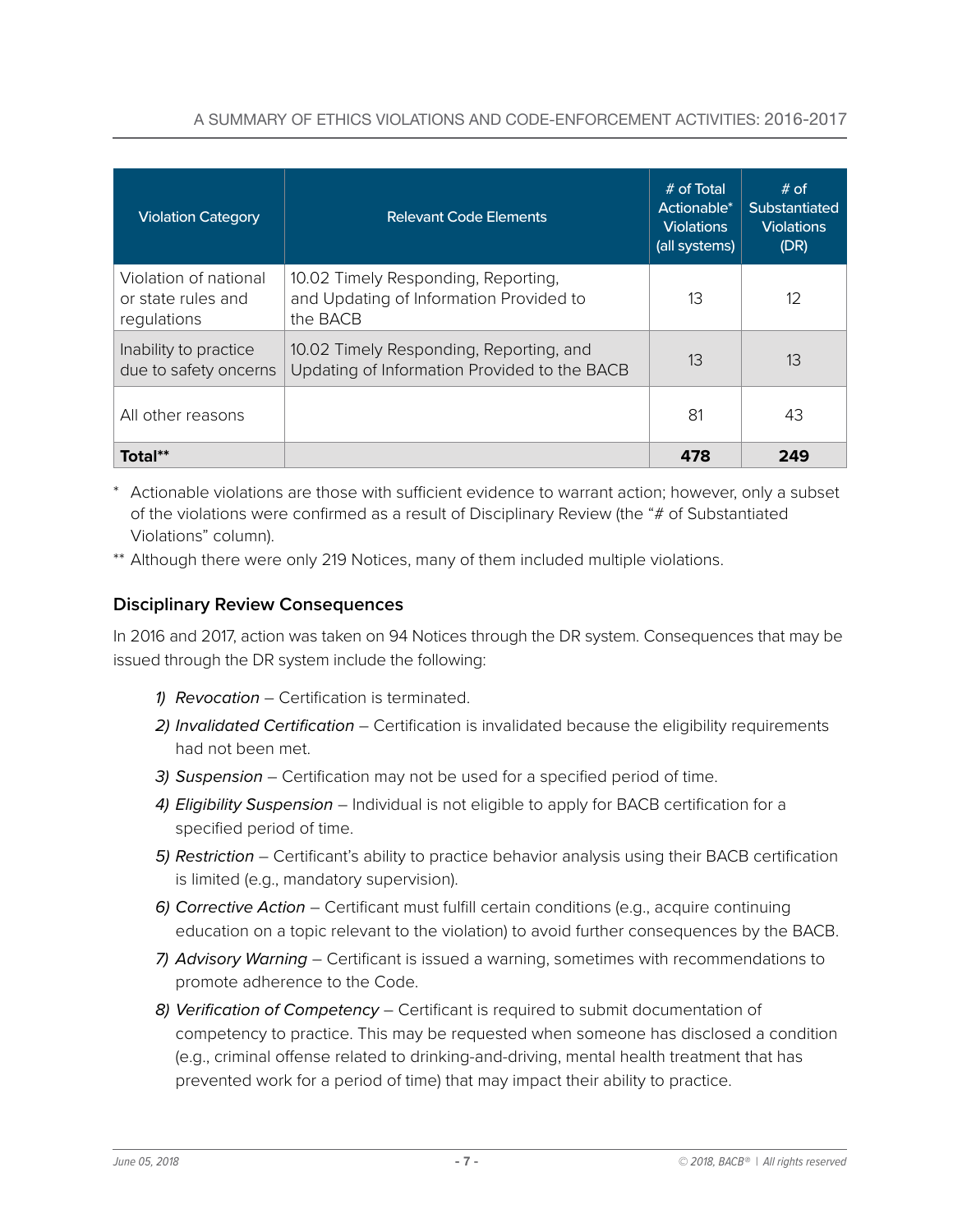| Violation Category | Relevant Code Elements | # of Total Actionable* Violations (all systems) | # of Substantiated Violations (DR) |
|---|---|---|---|
| Violation of national or state rules and regulations | 10.02 Timely Responding, Reporting, and Updating of Information Provided to the BACB | 13 | 12 |
| Inability to practice due to safety oncerns | 10.02 Timely Responding, Reporting, and Updating of Information Provided to the BACB | 13 | 13 |
| All other reasons | | 81 | 43 |
| **Total**** | | **478** | **249** |

\* Actionable violations are those with sufficient evidence to warrant action; however, only a subset of the violations were confirmed as a result of Disciplinary Review (the "# of Substantiated Violations" column).

** Although there were only 219 Notices, many of them included multiple violations.

### Disciplinary Review Consequences

In 2016 and 2017, action was taken on 94 Notices through the DR system. Consequences that may be issued through the DR system include the following:

1) *Revocation* – Certification is terminated.
2) *Invalidated Certification* – Certification is invalidated because the eligibility requirements had not been met.
3) *Suspension* – Certification may not be used for a specified period of time.
4) *Eligibility Suspension* – Individual is not eligible to apply for BACB certification for a specified period of time.
5) *Restriction* – Certificant's ability to practice behavior analysis using their BACB certification is limited (e.g., mandatory supervision).
6) *Corrective Action* – Certificant must fulfill certain conditions (e.g., acquire continuing education on a topic relevant to the violation) to avoid further consequences by the BACB.
7) *Advisory Warning* – Certificant is issued a warning, sometimes with recommendations to promote adherence to the Code.
8) *Verification of Competency* – Certificant is required to submit documentation of competency to practice. This may be requested when someone has disclosed a condition (e.g., criminal offense related to drinking-and-driving, mental health treatment that has prevented work for a period of time) that may impact their ability to practice.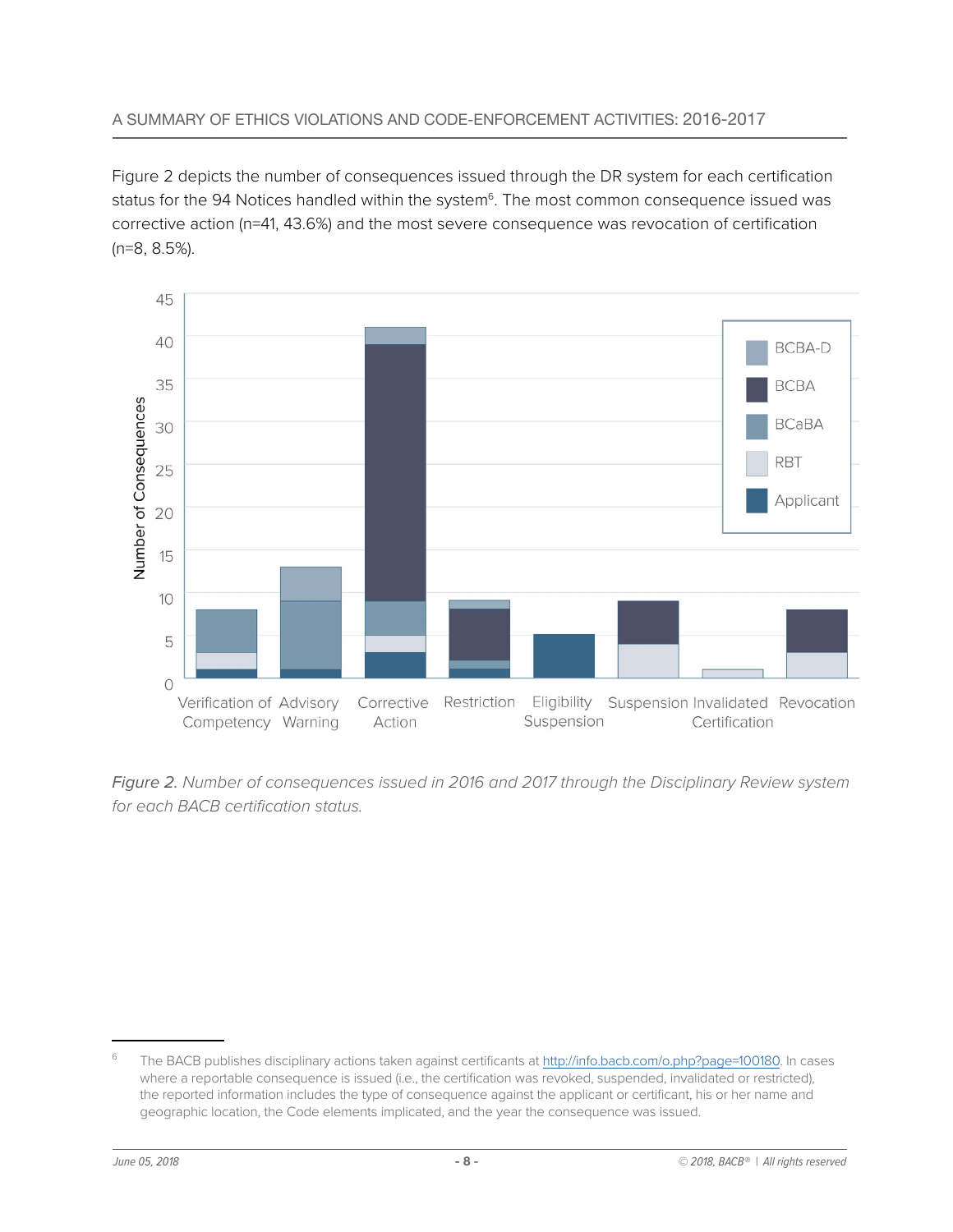Figure 2 depicts the number of consequences issued through the DR system for each certification status for the 94 Notices handled within the system[6]. The most common consequence issued was corrective action (n=41, 43.6%) and the most severe consequence was revocation of certification (n=8, 8.5%).

Number of Consequences

45
40
35
30
25
20
15
10
5
0

Verification of Competency
Advisory Warning
Corrective Action
Restriction
Eligibility Suspension
Suspension
Invalidated Certification
Revocation

BCBA-D
BCBA
BCaBA
RBT
Applicant

*Figure 2. Number of consequences issued in 2016 and 2017 through the Disciplinary Review system for each BACB certification status.*

---

[6] The BACB publishes disciplinary actions taken against certificants at http://info.bacb.com/o.php?page=100180. In cases where a reportable consequence is issued (i.e., the certification was revoked, suspended, invalidated or restricted), the reported information includes the type of consequence against the applicant or certificant, his or her name and geographic location, the Code elements implicated, and the year the consequence was issued.